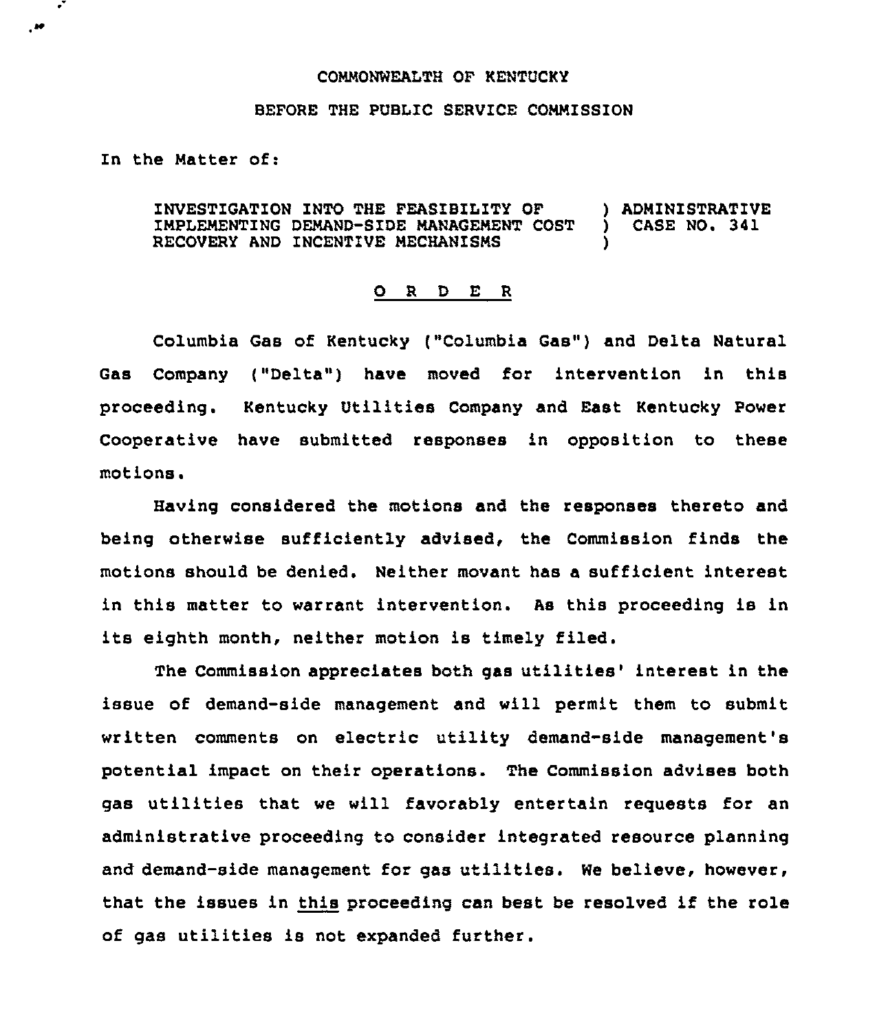COMMONWEALTH OF KENTUCKY

BEFORE THE PUBLIC SERVICE COMMISSION

In the Matter of:

INVESTIGATION INTO THE FEASIBILITY OF IMPLEMENTING DEMAND-SIDE MANAGEMENT COST RECOVERY AND INCENTIVE MECHANISMS ) ADMINISTRATIVE CASE NO. 341

O R D E R

Columbia Gas of Kentucky ("Columbia Gas") and Delta Natural Gas Company ("Delta") have moved for intervention in this proceeding. Kentucky Utilities Company and East Kentucky Power Cooperative have submitted responses in opposition to these motions.

Having considered the motions and the responses thereto and being otherwise sufficiently advised, the Commission finds the motions should be denied. Neither movant has a sufficient interest in this matter to warrant intervention. As this proceeding is in its eighth month, neither motion is timely filed.

The Commission appreciates both gas utilities' interest in the issue of demand-side management and will permit them to submit written comments on electric utility demand-side management's potential impact on their operations. The Commission advises both gas utilities that we will favorably entertain requests for an administrative proceeding to consider integrated resource planning and demand-side management for gas utilities. We believe, however, that the issues in this proceeding can best be resolved if the role of gas utilities is not expanded further.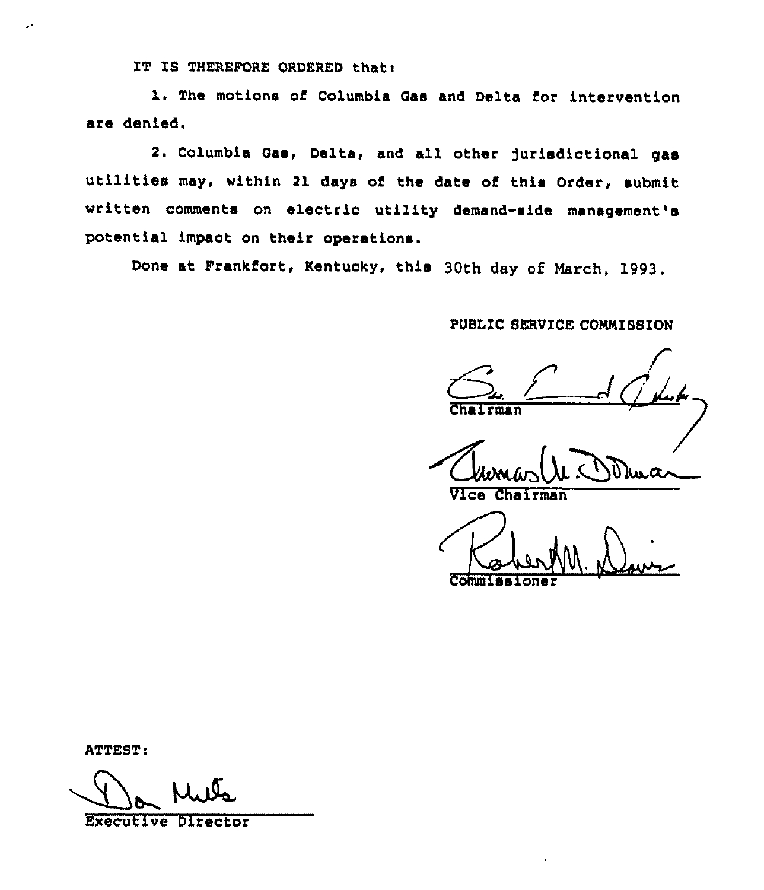IT IS THEREFORE ORDERED that:

1. The motions of Columbia Gas and Delta for intervention are denied.

2. Columbia Gas, Delta, and all other jurisdictional gas utilities may, within 21 days of the date of this Order, submit written comments on electric utility demand-side management's potential impact on their operations.

Done at Frankfort, Kentucky, this 30th day of March, 1993.

PUBLIC SERVICE COMMISSION

Chairman

Vice Chairman

Commissioner

ATTEST:

Executive Director